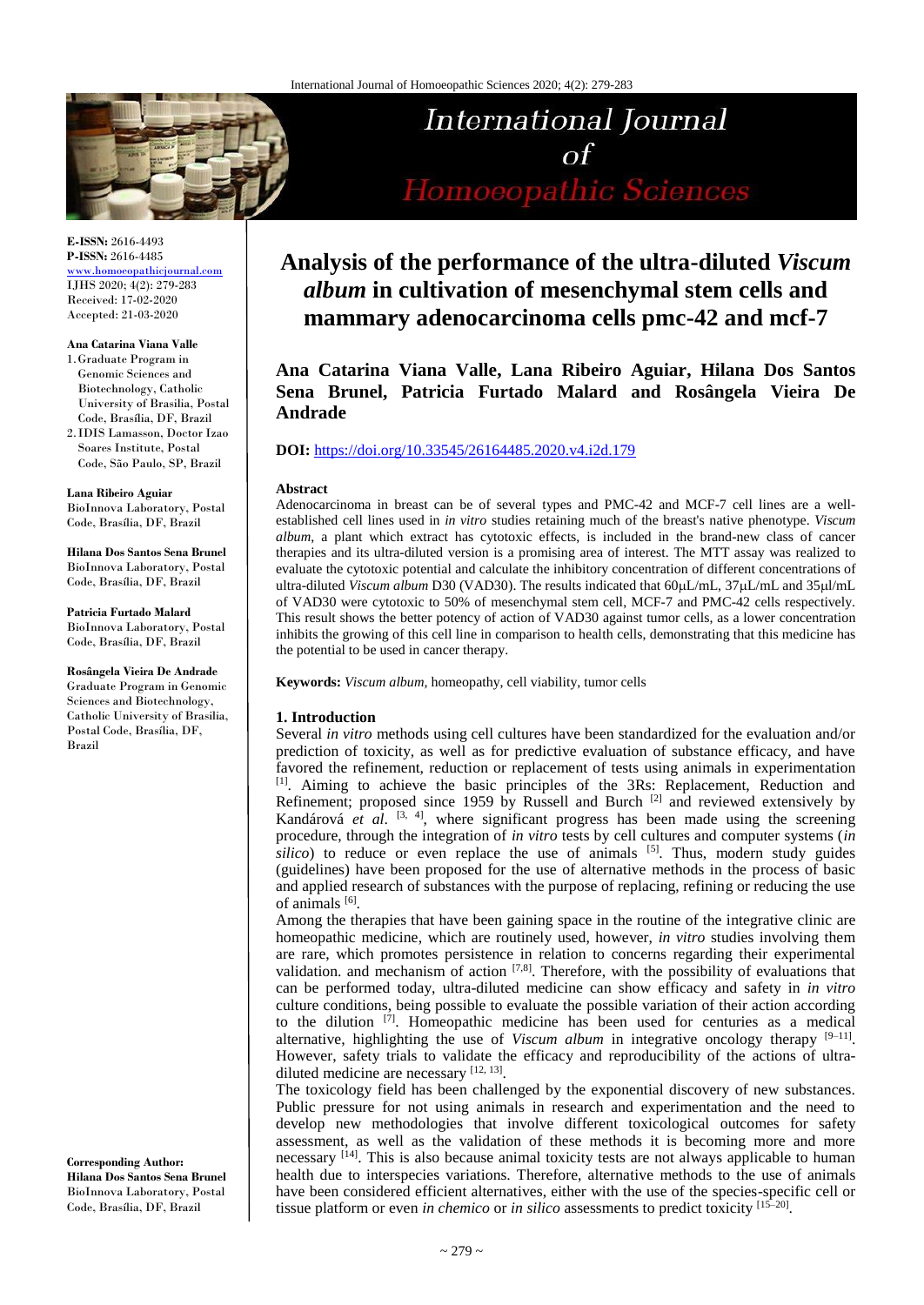# Analysis of the performance of the ultra-diluted *Viscum album* in cultivation of mesenchymal stem cells and mammary adenocarcinoma cells pmc-42 and mcf-7

**Ana Catarina Viana Valle, Lana Ribeiro Aguiar, Hilana Dos Santos Sena Brunel, Patricia Furtado Malard and Rosângela Vieira De Andrade**

**DOI:** https://doi.org/10.33545/26164485.2020.v4.i2d.179

E-ISSN: 2616-4493
P-ISSN: 2616-4485
www.homoeopathicjournal.com
IJHS 2020; 4(2): 279-283
Received: 17-02-2020
Accepted: 21-03-2020

**Ana Catarina Viana Valle**
1. Graduate Program in Genomic Sciences and Biotechnology, Catholic University of Brasilia, Postal Code, Brasília, DF, Brazil
2. IDIS Lamasson, Doctor Izao Soares Institute, Postal Code, São Paulo, SP, Brazil

**Lana Ribeiro Aguiar**
BioInnova Laboratory, Postal Code, Brasília, DF, Brazil

**Hilana Dos Santos Sena Brunel**
BioInnova Laboratory, Postal Code, Brasília, DF, Brazil

**Patricia Furtado Malard**
BioInnova Laboratory, Postal Code, Brasília, DF, Brazil

**Rosângela Vieira De Andrade**
Graduate Program in Genomic Sciences and Biotechnology, Catholic University of Brasilia, Postal Code, Brasília, DF, Brazil

**Corresponding Author:**
**Hilana Dos Santos Sena Brunel**
BioInnova Laboratory, Postal Code, Brasília, DF, Brazil

**Abstract**

Adenocarcinoma in breast can be of several types and PMC-42 and MCF-7 cell lines are a well-established cell lines used in *in vitro* studies retaining much of the breast's native phenotype. *Viscum album*, a plant which extract has cytotoxic effects, is included in the brand-new class of cancer therapies and its ultra-diluted version is a promising area of interest. The MTT assay was realized to evaluate the cytotoxic potential and calculate the inhibitory concentration of different concentrations of ultra-diluted *Viscum album* D30 (VAD30). The results indicated that 60μL/mL, 37μL/mL and 35μl/mL of VAD30 were cytotoxic to 50% of mesenchymal stem cell, MCF-7 and PMC-42 cells respectively. This result shows the better potency of action of VAD30 against tumor cells, as a lower concentration inhibits the growing of this cell line in comparison to health cells, demonstrating that this medicine has the potential to be used in cancer therapy.

**Keywords:** *Viscum album*, homeopathy, cell viability, tumor cells

## 1. Introduction

Several *in vitro* methods using cell cultures have been standardized for the evaluation and/or prediction of toxicity, as well as for predictive evaluation of substance efficacy, and have favored the refinement, reduction or replacement of tests using animals in experimentation [1]. Aiming to achieve the basic principles of the 3Rs: Replacement, Reduction and Refinement; proposed since 1959 by Russell and Burch [2] and reviewed extensively by Kandárová *et al*. [3, 4], where significant progress has been made using the screening procedure, through the integration of *in vitro* tests by cell cultures and computer systems (*in silico*) to reduce or even replace the use of animals [5]. Thus, modern study guides (guidelines) have been proposed for the use of alternative methods in the process of basic and applied research of substances with the purpose of replacing, refining or reducing the use of animals [6].

Among the therapies that have been gaining space in the routine of the integrative clinic are homeopathic medicine, which are routinely used, however, *in vitro* studies involving them are rare, which promotes persistence in relation to concerns regarding their experimental validation. and mechanism of action [7,8]. Therefore, with the possibility of evaluations that can be performed today, ultra-diluted medicine can show efficacy and safety in *in vitro* culture conditions, being possible to evaluate the possible variation of their action according to the dilution [7]. Homeopathic medicine has been used for centuries as a medical alternative, highlighting the use of *Viscum album* in integrative oncology therapy [9–11]. However, safety trials to validate the efficacy and reproducibility of the actions of ultra-diluted medicine are necessary [12, 13].

The toxicology field has been challenged by the exponential discovery of new substances. Public pressure for not using animals in research and experimentation and the need to develop new methodologies that involve different toxicological outcomes for safety assessment, as well as the validation of these methods it is becoming more and more necessary [14]. This is also because animal toxicity tests are not always applicable to human health due to interspecies variations. Therefore, alternative methods to the use of animals have been considered efficient alternatives, either with the use of the species-specific cell or tissue platform or even *in chemico* or *in silico* assessments to predict toxicity [15–20].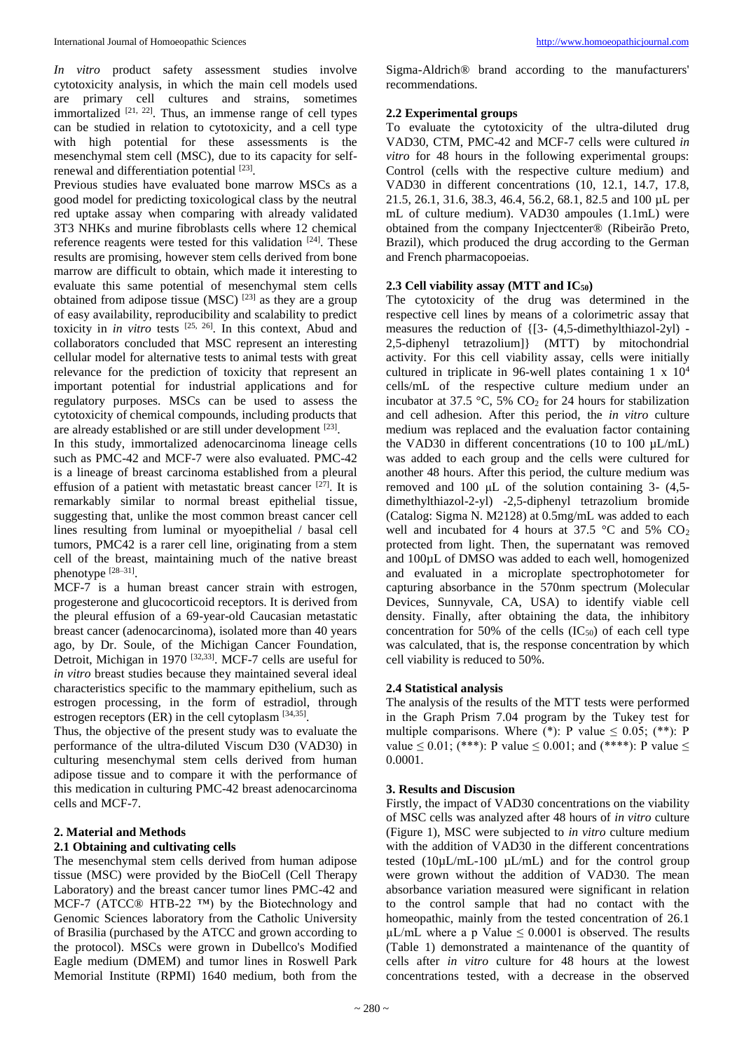*In vitro* product safety assessment studies involve cytotoxicity analysis, in which the main cell models used are primary cell cultures and strains, sometimes immortalized [21, 22]. Thus, an immense range of cell types can be studied in relation to cytotoxicity, and a cell type with high potential for these assessments is the mesenchymal stem cell (MSC), due to its capacity for self-renewal and differentiation potential [23].

Previous studies have evaluated bone marrow MSCs as a good model for predicting toxicological class by the neutral red uptake assay when comparing with already validated 3T3 NHKs and murine fibroblasts cells where 12 chemical reference reagents were tested for this validation [24]. These results are promising, however stem cells derived from bone marrow are difficult to obtain, which made it interesting to evaluate this same potential of mesenchymal stem cells obtained from adipose tissue (MSC) [23] as they are a group of easy availability, reproducibility and scalability to predict toxicity in *in vitro* tests [25, 26]. In this context, Abud and collaborators concluded that MSC represent an interesting cellular model for alternative tests to animal tests with great relevance for the prediction of toxicity that represent an important potential for industrial applications and for regulatory purposes. MSCs can be used to assess the cytotoxicity of chemical compounds, including products that are already established or are still under development [23].

In this study, immortalized adenocarcinoma lineage cells such as PMC-42 and MCF-7 were also evaluated. PMC-42 is a lineage of breast carcinoma established from a pleural effusion of a patient with metastatic breast cancer [27]. It is remarkably similar to normal breast epithelial tissue, suggesting that, unlike the most common breast cancer cell lines resulting from luminal or myoepithelial / basal cell tumors, PMC42 is a rarer cell line, originating from a stem cell of the breast, maintaining much of the native breast phenotype [28–31].

MCF-7 is a human breast cancer strain with estrogen, progesterone and glucocorticoid receptors. It is derived from the pleural effusion of a 69-year-old Caucasian metastatic breast cancer (adenocarcinoma), isolated more than 40 years ago, by Dr. Soule, of the Michigan Cancer Foundation, Detroit, Michigan in 1970 [32,33]. MCF-7 cells are useful for *in vitro* breast studies because they maintained several ideal characteristics specific to the mammary epithelium, such as estrogen processing, in the form of estradiol, through estrogen receptors (ER) in the cell cytoplasm [34,35].

Thus, the objective of the present study was to evaluate the performance of the ultra-diluted Viscum D30 (VAD30) in culturing mesenchymal stem cells derived from human adipose tissue and to compare it with the performance of this medication in culturing PMC-42 breast adenocarcinoma cells and MCF-7.

## 2. Material and Methods

### 2.1 Obtaining and cultivating cells

The mesenchymal stem cells derived from human adipose tissue (MSC) were provided by the BioCell (Cell Therapy Laboratory) and the breast cancer tumor lines PMC-42 and MCF-7 (ATCC® HTB-22 ™) by the Biotechnology and Genomic Sciences laboratory from the Catholic University of Brasilia (purchased by the ATCC and grown according to the protocol). MSCs were grown in Dubellco's Modified Eagle medium (DMEM) and tumor lines in Roswell Park Memorial Institute (RPMI) 1640 medium, both from the Sigma-Aldrich® brand according to the manufacturers' recommendations.

### 2.2 Experimental groups

To evaluate the cytotoxicity of the ultra-diluted drug VAD30, CTM, PMC-42 and MCF-7 cells were cultured *in vitro* for 48 hours in the following experimental groups: Control (cells with the respective culture medium) and VAD30 in different concentrations (10, 12.1, 14.7, 17.8, 21.5, 26.1, 31.6, 38.3, 46.4, 56.2, 68.1, 82.5 and 100 µL per mL of culture medium). VAD30 ampoules (1.1mL) were obtained from the company Injectcenter® (Ribeirão Preto, Brazil), which produced the drug according to the German and French pharmacopoeias.

### 2.3 Cell viability assay (MTT and $IC_{50}$)

The cytotoxicity of the drug was determined in the respective cell lines by means of a colorimetric assay that measures the reduction of {[3- (4,5-dimethylthiazol-2yl) - 2,5-diphenyl tetrazolium]} (MTT) by mitochondrial activity. For this cell viability assay, cells were initially cultured in triplicate in 96-well plates containing $1 \times 10^4$ cells/mL of the respective culture medium under an incubator at 37.5 °C, 5% $CO_2$ for 24 hours for stabilization and cell adhesion. After this period, the *in vitro* culture medium was replaced and the evaluation factor containing the VAD30 in different concentrations (10 to 100 µL/mL) was added to each group and the cells were cultured for another 48 hours. After this period, the culture medium was removed and 100 µL of the solution containing 3- (4,5-dimethylthiazol-2-yl) -2,5-diphenyl tetrazolium bromide (Catalog: Sigma N. M2128) at 0.5mg/mL was added to each well and incubated for 4 hours at 37.5 °C and 5% $CO_2$ protected from light. Then, the supernatant was removed and 100µL of DMSO was added to each well, homogenized and evaluated in a microplate spectrophotometer for capturing absorbance in the 570nm spectrum (Molecular Devices, Sunnyvale, CA, USA) to identify viable cell density. Finally, after obtaining the data, the inhibitory concentration for 50% of the cells ($IC_{50}$) of each cell type was calculated, that is, the response concentration by which cell viability is reduced to 50%.

### 2.4 Statistical analysis

The analysis of the results of the MTT tests were performed in the Graph Prism 7.04 program by the Tukey test for multiple comparisons. Where (*): P value $\leq 0.05$; (**): P value $\leq 0.01$; (***): P value $\leq 0.001$; and (****): P value $\leq 0.0001$.

## 3. Results and Discusion

Firstly, the impact of VAD30 concentrations on the viability of MSC cells was analyzed after 48 hours of *in vitro* culture (Figure 1), MSC were subjected to *in vitro* culture medium with the addition of VAD30 in the different concentrations tested (10µL/mL-100 µL/mL) and for the control group were grown without the addition of VAD30. The mean absorbance variation measured were significant in relation to the control sample that had no contact with the homeopathic, mainly from the tested concentration of 26.1 µL/mL where a p Value $\leq 0.0001$ is observed. The results (Table 1) demonstrated a maintenance of the quantity of cells after *in vitro* culture for 48 hours at the lowest concentrations tested, with a decrease in the observed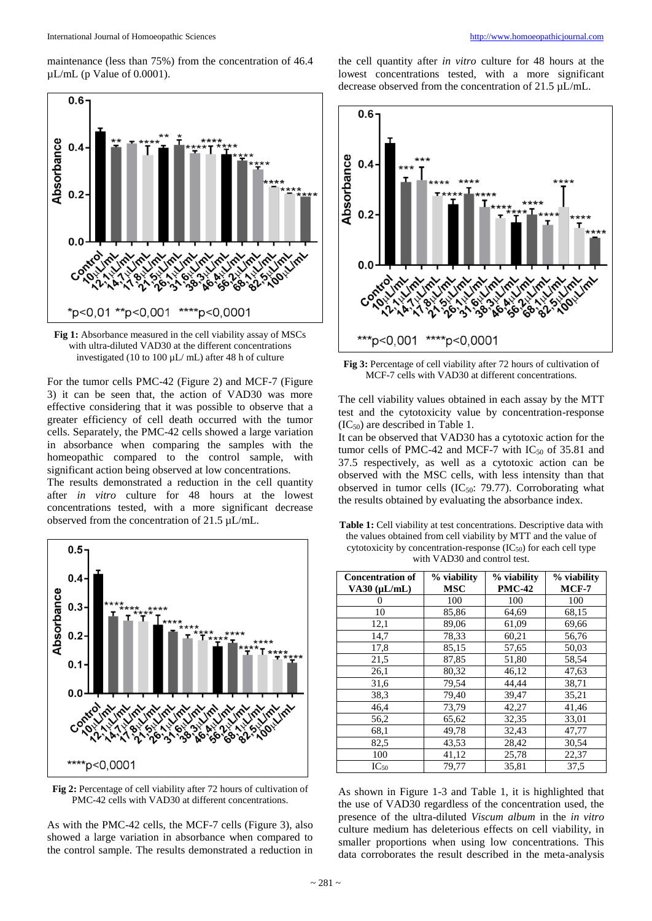maintenance (less than 75%) from the concentration of 46.4 µL/mL (p Value of 0.0001).

**Fig 1:** Absorbance measured in the cell viability assay of MSCs with ultra-diluted VAD30 at the different concentrations investigated (10 to 100 µL/ mL) after 48 h of culture

For the tumor cells PMC-42 (Figure 2) and MCF-7 (Figure 3) it can be seen that, the action of VAD30 was more effective considering that it was possible to observe that a greater efficiency of cell death occurred with the tumor cells. Separately, the PMC-42 cells showed a large variation in absorbance when comparing the samples with the homeopathic compared to the control sample, with significant action being observed at low concentrations.

The results demonstrated a reduction in the cell quantity after *in vitro* culture for 48 hours at the lowest concentrations tested, with a more significant decrease observed from the concentration of 21.5 µL/mL.

**Fig 2:** Percentage of cell viability after 72 hours of cultivation of PMC-42 cells with VAD30 at different concentrations.

As with the PMC-42 cells, the MCF-7 cells (Figure 3), also showed a large variation in absorbance when compared to the control sample. The results demonstrated a reduction in the cell quantity after *in vitro* culture for 48 hours at the lowest concentrations tested, with a more significant decrease observed from the concentration of 21.5 µL/mL.

**Fig 3:** Percentage of cell viability after 72 hours of cultivation of MCF-7 cells with VAD30 at different concentrations.

The cell viability values obtained in each assay by the MTT test and the cytotoxicity value by concentration-response ($IC_{50}$) are described in Table 1.

It can be observed that VAD30 has a cytotoxic action for the tumor cells of PMC-42 and MCF-7 with $IC_{50}$ of 35.81 and 37.5 respectively, as well as a cytotoxic action can be observed with the MSC cells, with less intensity than that observed in tumor cells ($IC_{50}$: 79.77). Corroborating what the results obtained by evaluating the absorbance index.

**Table 1:** Cell viability at test concentrations. Descriptive data with the values obtained from cell viability by MTT and the value of cytotoxicity by concentration-response ($IC_{50}$) for each cell type with VAD30 and control test.

| Concentration of VA30 (µL/mL) | % viability MSC | % viability PMC-42 | % viability MCF-7 |
|---|---|---|---|
| 0 | 100 | 100 | 100 |
| 10 | 85,86 | 64,69 | 68,15 |
| 12,1 | 89,06 | 61,09 | 69,66 |
| 14,7 | 78,33 | 60,21 | 56,76 |
| 17,8 | 85,15 | 57,65 | 50,03 |
| 21,5 | 87,85 | 51,80 | 58,54 |
| 26,1 | 80,32 | 46,12 | 47,63 |
| 31,6 | 79,54 | 44,44 | 38,71 |
| 38,3 | 79,40 | 39,47 | 35,21 |
| 46,4 | 73,79 | 42,27 | 41,46 |
| 56,2 | 65,62 | 32,35 | 33,01 |
| 68,1 | 49,78 | 32,43 | 47,77 |
| 82,5 | 43,53 | 28,42 | 30,54 |
| 100 | 41,12 | 25,78 | 22,37 |
| $IC_{50}$ | 79,77 | 35,81 | 37,5 |

As shown in Figure 1-3 and Table 1, it is highlighted that the use of VAD30 regardless of the concentration used, the presence of the ultra-diluted *Viscum album* in the *in vitro* culture medium has deleterious effects on cell viability, in smaller proportions when using low concentrations. This data corroborates the result described in the meta-analysis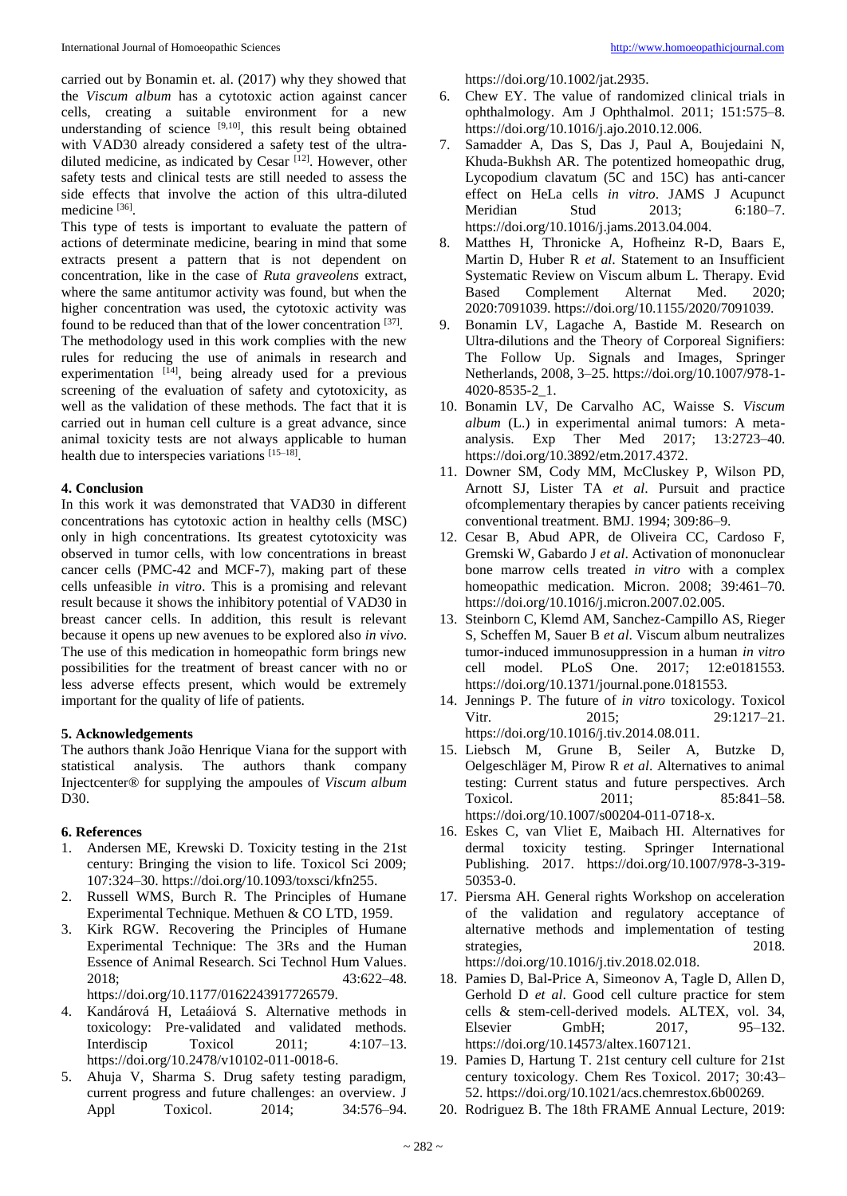carried out by Bonamin et. al. (2017) why they showed that the *Viscum album* has a cytotoxic action against cancer cells, creating a suitable environment for a new understanding of science [9,10], this result being obtained with VAD30 already considered a safety test of the ultra-diluted medicine, as indicated by Cesar [12]. However, other safety tests and clinical tests are still needed to assess the side effects that involve the action of this ultra-diluted medicine [36].

This type of tests is important to evaluate the pattern of actions of determinate medicine, bearing in mind that some extracts present a pattern that is not dependent on concentration, like in the case of *Ruta graveolens* extract, where the same antitumor activity was found, but when the higher concentration was used, the cytotoxic activity was found to be reduced than that of the lower concentration [37].

The methodology used in this work complies with the new rules for reducing the use of animals in research and experimentation [14], being already used for a previous screening of the evaluation of safety and cytotoxicity, as well as the validation of these methods. The fact that it is carried out in human cell culture is a great advance, since animal toxicity tests are not always applicable to human health due to interspecies variations [15–18].

#### 4. Conclusion

In this work it was demonstrated that VAD30 in different concentrations has cytotoxic action in healthy cells (MSC) only in high concentrations. Its greatest cytotoxicity was observed in tumor cells, with low concentrations in breast cancer cells (PMC-42 and MCF-7), making part of these cells unfeasible *in vitro*. This is a promising and relevant result because it shows the inhibitory potential of VAD30 in breast cancer cells. In addition, this result is relevant because it opens up new avenues to be explored also *in vivo*. The use of this medication in homeopathic form brings new possibilities for the treatment of breast cancer with no or less adverse effects present, which would be extremely important for the quality of life of patients.

#### 5. Acknowledgements

The authors thank João Henrique Viana for the support with statistical analysis. The authors thank company Injectcenter® for supplying the ampoules of *Viscum album* D30.

#### 6. References

1. Andersen ME, Krewski D. Toxicity testing in the 21st century: Bringing the vision to life. Toxicol Sci 2009; 107:324–30. https://doi.org/10.1093/toxsci/kfn255.
2. Russell WMS, Burch R. The Principles of Humane Experimental Technique. Methuen & CO LTD, 1959.
3. Kirk RGW. Recovering the Principles of Humane Experimental Technique: The 3Rs and the Human Essence of Animal Research. Sci Technol Hum Values. 2018; 43:622–48. https://doi.org/10.1177/0162243917726579.
4. Kandárová H, Letaáiová S. Alternative methods in toxicology: Pre-validated and validated methods. Interdiscip Toxicol 2011; 4:107–13. https://doi.org/10.2478/v10102-011-0018-6.
5. Ahuja V, Sharma S. Drug safety testing paradigm, current progress and future challenges: an overview. J Appl Toxicol. 2014; 34:576–94. https://doi.org/10.1002/jat.2935.
6. Chew EY. The value of randomized clinical trials in ophthalmology. Am J Ophthalmol. 2011; 151:575–8. https://doi.org/10.1016/j.ajo.2010.12.006.
7. Samadder A, Das S, Das J, Paul A, Boujedaini N, Khuda-Bukhsh AR. The potentized homeopathic drug, Lycopodium clavatum (5C and 15C) has anti-cancer effect on HeLa cells *in vitro*. JAMS J Acupunct Meridian Stud 2013; 6:180–7. https://doi.org/10.1016/j.jams.2013.04.004.
8. Matthes H, Thronicke A, Hofheinz R-D, Baars E, Martin D, Huber R *et al*. Statement to an Insufficient Systematic Review on Viscum album L. Therapy. Evid Based Complement Alternat Med. 2020; 2020:7091039. https://doi.org/10.1155/2020/7091039.
9. Bonamin LV, Lagache A, Bastide M. Research on Ultra-dilutions and the Theory of Corporeal Signifiers: The Follow Up. Signals and Images, Springer Netherlands, 2008, 3–25. https://doi.org/10.1007/978-1-4020-8535-2_1.
10. Bonamin LV, De Carvalho AC, Waisse S. *Viscum album* (L.) in experimental animal tumors: A meta-analysis. Exp Ther Med 2017; 13:2723–40. https://doi.org/10.3892/etm.2017.4372.
11. Downer SM, Cody MM, McCluskey P, Wilson PD, Arnott SJ, Lister TA *et al*. Pursuit and practice ofcomplementary therapies by cancer patients receiving conventional treatment. BMJ. 1994; 309:86–9.
12. Cesar B, Abud APR, de Oliveira CC, Cardoso F, Gremski W, Gabardo J *et al*. Activation of mononuclear bone marrow cells treated *in vitro* with a complex homeopathic medication. Micron. 2008; 39:461–70. https://doi.org/10.1016/j.micron.2007.02.005.
13. Steinborn C, Klemd AM, Sanchez-Campillo AS, Rieger S, Scheffen M, Sauer B *et al*. Viscum album neutralizes tumor-induced immunosuppression in a human *in vitro* cell model. PLoS One. 2017; 12:e0181553. https://doi.org/10.1371/journal.pone.0181553.
14. Jennings P. The future of *in vitro* toxicology. Toxicol Vitr. 2015; 29:1217–21. https://doi.org/10.1016/j.tiv.2014.08.011.
15. Liebsch M, Grune B, Seiler A, Butzke D, Oelgeschläger M, Pirow R *et al*. Alternatives to animal testing: Current status and future perspectives. Arch Toxicol. 2011; 85:841–58. https://doi.org/10.1007/s00204-011-0718-x.
16. Eskes C, van Vliet E, Maibach HI. Alternatives for dermal toxicity testing. Springer International Publishing. 2017. https://doi.org/10.1007/978-3-319-50353-0.
17. Piersma AH. General rights Workshop on acceleration of the validation and regulatory acceptance of alternative methods and implementation of testing strategies, 2018. https://doi.org/10.1016/j.tiv.2018.02.018.
18. Pamies D, Bal-Price A, Simeonov A, Tagle D, Allen D, Gerhold D *et al*. Good cell culture practice for stem cells & stem-cell-derived models. ALTEX, vol. 34, Elsevier GmbH; 2017, 95–132. https://doi.org/10.14573/altex.1607121.
19. Pamies D, Hartung T. 21st century cell culture for 21st century toxicology. Chem Res Toxicol. 2017; 30:43–52. https://doi.org/10.1021/acs.chemrestox.6b00269.
20. Rodriguez B. The 18th FRAME Annual Lecture, 2019: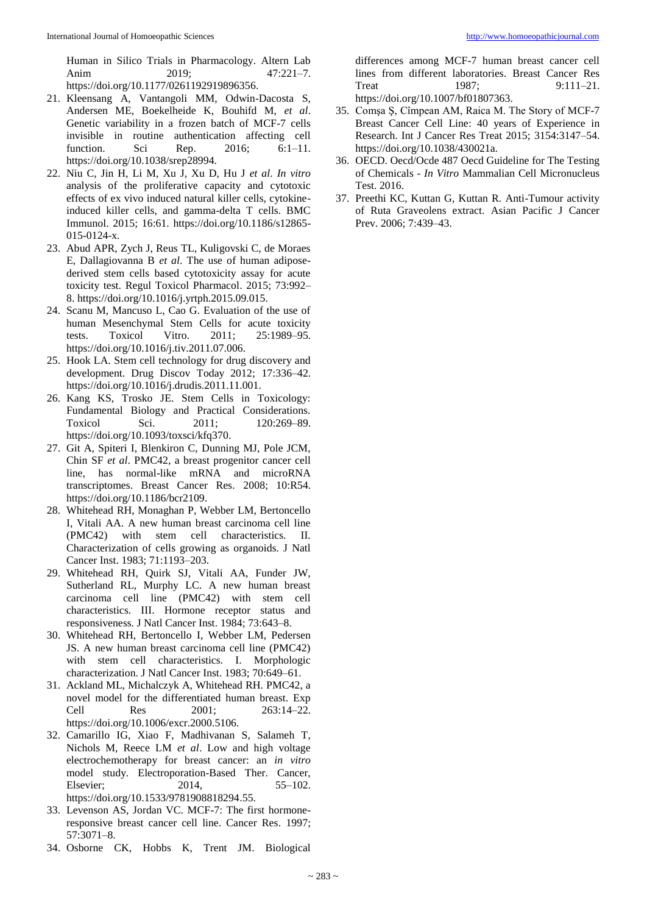Human in Silico Trials in Pharmacology. Altern Lab Anim 2019; 47:221–7. https://doi.org/10.1177/0261192919896356.

21. Kleensang A, Vantangoli MM, Odwin-Dacosta S, Andersen ME, Boekelheide K, Bouhifd M, *et al*. Genetic variability in a frozen batch of MCF-7 cells invisible in routine authentication affecting cell function. Sci Rep. 2016; 6:1–11. https://doi.org/10.1038/srep28994.
22. Niu C, Jin H, Li M, Xu J, Xu D, Hu J *et al*. *In vitro* analysis of the proliferative capacity and cytotoxic effects of ex vivo induced natural killer cells, cytokine-induced killer cells, and gamma-delta T cells. BMC Immunol. 2015; 16:61. https://doi.org/10.1186/s12865-015-0124-x.
23. Abud APR, Zych J, Reus TL, Kuligovski C, de Moraes E, Dallagiovanna B *et al*. The use of human adipose-derived stem cells based cytotoxicity assay for acute toxicity test. Regul Toxicol Pharmacol. 2015; 73:992–8. https://doi.org/10.1016/j.yrtph.2015.09.015.
24. Scanu M, Mancuso L, Cao G. Evaluation of the use of human Mesenchymal Stem Cells for acute toxicity tests. Toxicol Vitro. 2011; 25:1989–95. https://doi.org/10.1016/j.tiv.2011.07.006.
25. Hook LA. Stem cell technology for drug discovery and development. Drug Discov Today 2012; 17:336–42. https://doi.org/10.1016/j.drudis.2011.11.001.
26. Kang KS, Trosko JE. Stem Cells in Toxicology: Fundamental Biology and Practical Considerations. Toxicol Sci. 2011; 120:269–89. https://doi.org/10.1093/toxsci/kfq370.
27. Git A, Spiteri I, Blenkiron C, Dunning MJ, Pole JCM, Chin SF *et al*. PMC42, a breast progenitor cancer cell line, has normal-like mRNA and microRNA transcriptomes. Breast Cancer Res. 2008; 10:R54. https://doi.org/10.1186/bcr2109.
28. Whitehead RH, Monaghan P, Webber LM, Bertoncello I, Vitali AA. A new human breast carcinoma cell line (PMC42) with stem cell characteristics. II. Characterization of cells growing as organoids. J Natl Cancer Inst. 1983; 71:1193–203.
29. Whitehead RH, Quirk SJ, Vitali AA, Funder JW, Sutherland RL, Murphy LC. A new human breast carcinoma cell line (PMC42) with stem cell characteristics. III. Hormone receptor status and responsiveness. J Natl Cancer Inst. 1984; 73:643–8.
30. Whitehead RH, Bertoncello I, Webber LM, Pedersen JS. A new human breast carcinoma cell line (PMC42) with stem cell characteristics. I. Morphologic characterization. J Natl Cancer Inst. 1983; 70:649–61.
31. Ackland ML, Michalczyk A, Whitehead RH. PMC42, a novel model for the differentiated human breast. Exp Cell Res 2001; 263:14–22. https://doi.org/10.1006/excr.2000.5106.
32. Camarillo IG, Xiao F, Madhivanan S, Salameh T, Nichols M, Reece LM *et al*. Low and high voltage electrochemotherapy for breast cancer: an *in vitro* model study. Electroporation-Based Ther. Cancer, Elsevier; 2014, 55–102. https://doi.org/10.1533/9781908818294.55.
33. Levenson AS, Jordan VC. MCF-7: The first hormone-responsive breast cancer cell line. Cancer Res. 1997; 57:3071–8.
34. Osborne CK, Hobbs K, Trent JM. Biological differences among MCF-7 human breast cancer cell lines from different laboratories. Breast Cancer Res Treat 1987; 9:111–21. https://doi.org/10.1007/bf01807363.
35. Comșa Ș, Cîmpean AM, Raica M. The Story of MCF-7 Breast Cancer Cell Line: 40 years of Experience in Research. Int J Cancer Res Treat 2015; 3154:3147–54. https://doi.org/10.1038/430021a.
36. OECD. Oecd/Ocde 487 Oecd Guideline for The Testing of Chemicals - *In Vitro* Mammalian Cell Micronucleus Test. 2016.
37. Preethi KC, Kuttan G, Kuttan R. Anti-Tumour activity of Ruta Graveolens extract. Asian Pacific J Cancer Prev. 2006; 7:439–43.